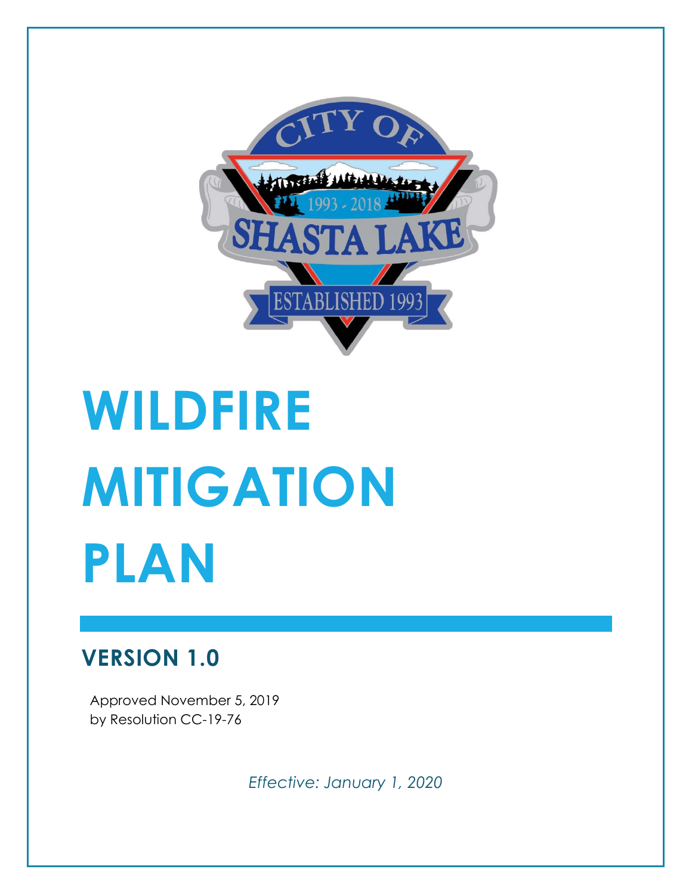# WILDFIRE MITIGATION PLAN

## VERSION 1.0

Approved November 5, 2019
by Resolution CC-19-76

*Effective: January 1, 2020*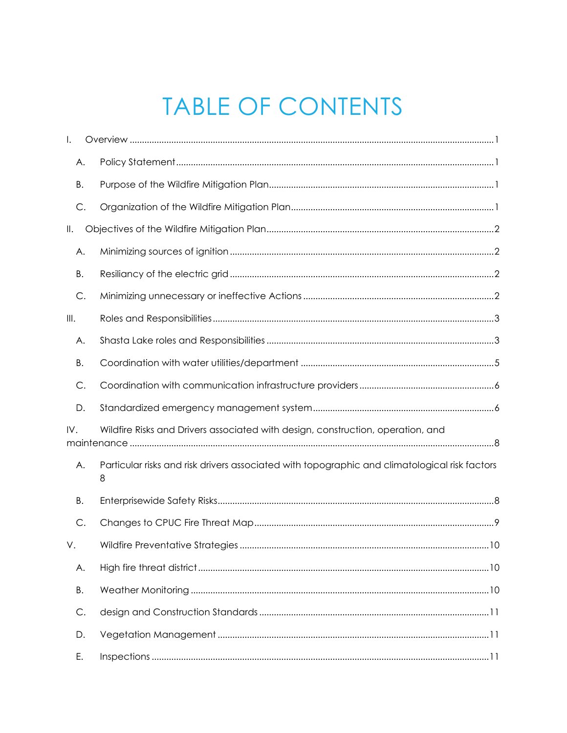# TABLE OF CONTENTS

I. Overview .......... 1

- A. Policy Statement .......... 1
- B. Purpose of the Wildfire Mitigation Plan .......... 1
- C. Organization of the Wildfire Mitigation Plan .......... 1

II. Objectives of the Wildfire Mitigation Plan .......... 2

- A. Minimizing sources of ignition .......... 2
- B. Resiliancy of the electric grid .......... 2
- C. Minimizing unnecessary or ineffective Actions .......... 2

III. Roles and Responsibilities .......... 3

- A. Shasta Lake roles and Responsibilities .......... 3
- B. Coordination with water utilities/department .......... 5
- C. Coordination with communication infrastructure providers .......... 6
- D. Standardized emergency management system .......... 6

IV. Wildfire Risks and Drivers associated with design, construction, operation, and maintenance .......... 8

- A. Particular risks and risk drivers associated with topographic and climatological risk factors 8
- B. Enterprisewide Safety Risks .......... 8
- C. Changes to CPUC Fire Threat Map .......... 9

V. Wildfire Preventative Strategies .......... 10

- A. High fire threat district .......... 10
- B. Weather Monitoring .......... 10
- C. design and Construction Standards .......... 11
- D. Vegetation Management .......... 11
- E. Inspections .......... 11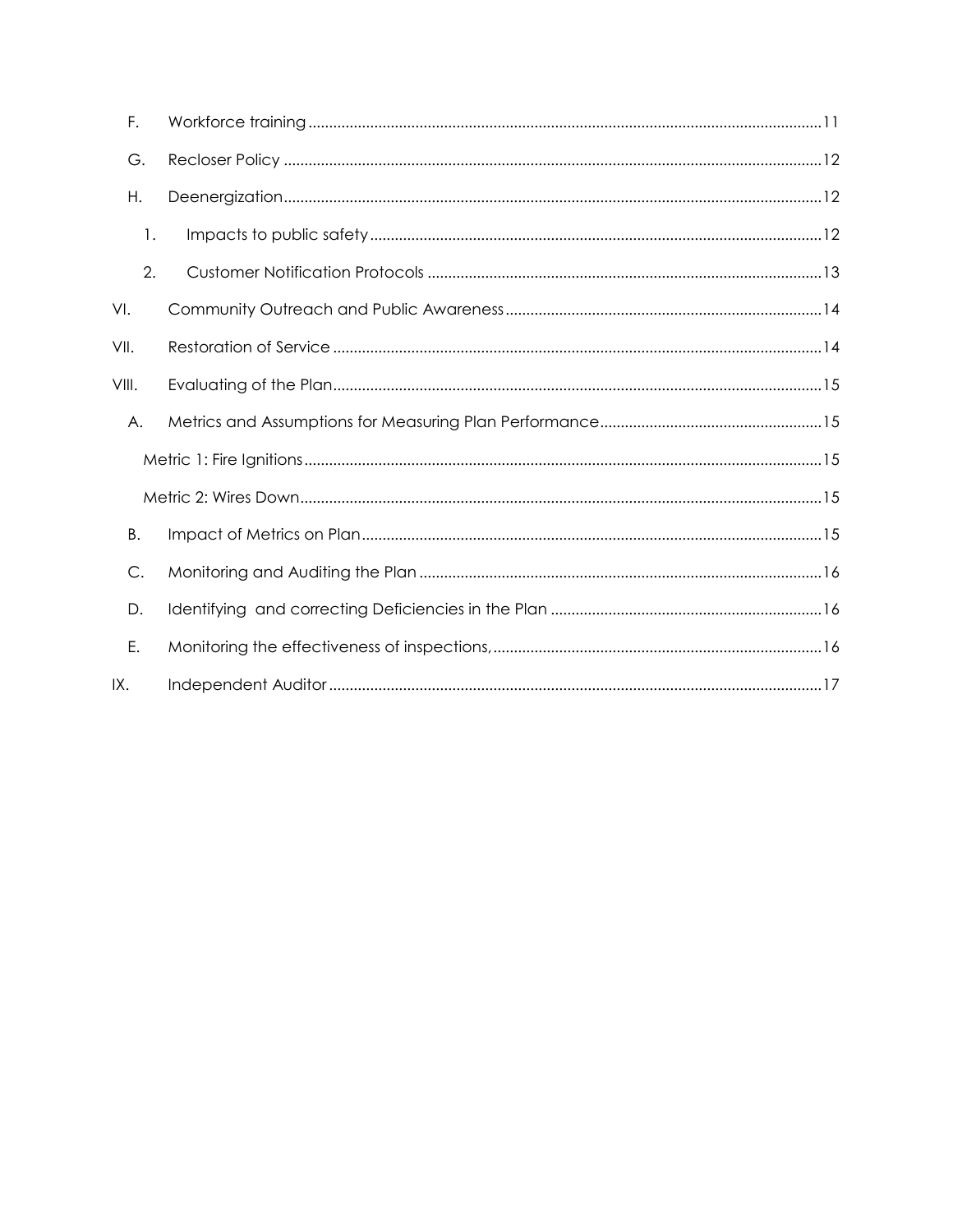F. Workforce training ........................................................................................................................11

G. Recloser Policy ............................................................................................................................12

H. Deenergization.............................................................................................................................12

1. Impacts to public safety ..........................................................................................................12

2. Customer Notification Protocols ...........................................................................................13

VI. Community Outreach and Public Awareness .........................................................................14

VII. Restoration of Service ................................................................................................................14

VIII. Evaluating of the Plan.................................................................................................................15

A. Metrics and Assumptions for Measuring Plan Performance.................................................15

Metric 1: Fire Ignitions.......................................................................................................................15

Metric 2: Wires Down........................................................................................................................15

B. Impact of Metrics on Plan..........................................................................................................15

C. Monitoring and Auditing the Plan ............................................................................................16

D. Identifying  and correcting Deficiencies in the Plan .............................................................16

E. Monitoring the effectiveness of inspections,...........................................................................16

IX. Independent Auditor ..................................................................................................................17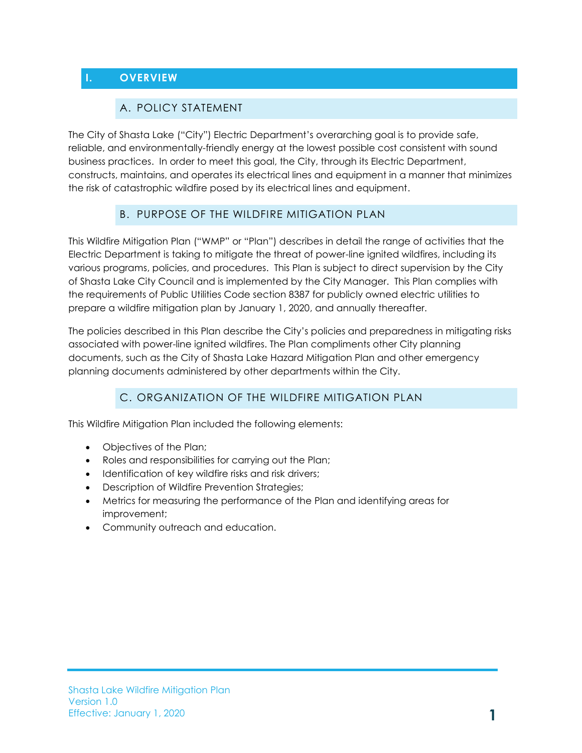# I. OVERVIEW

## A. POLICY STATEMENT

The City of Shasta Lake ("City") Electric Department's overarching goal is to provide safe, reliable, and environmentally-friendly energy at the lowest possible cost consistent with sound business practices. In order to meet this goal, the City, through its Electric Department, constructs, maintains, and operates its electrical lines and equipment in a manner that minimizes the risk of catastrophic wildfire posed by its electrical lines and equipment.

## B. PURPOSE OF THE WILDFIRE MITIGATION PLAN

This Wildfire Mitigation Plan ("WMP" or "Plan") describes in detail the range of activities that the Electric Department is taking to mitigate the threat of power-line ignited wildfires, including its various programs, policies, and procedures. This Plan is subject to direct supervision by the City of Shasta Lake City Council and is implemented by the City Manager. This Plan complies with the requirements of Public Utilities Code section 8387 for publicly owned electric utilities to prepare a wildfire mitigation plan by January 1, 2020, and annually thereafter.

The policies described in this Plan describe the City's policies and preparedness in mitigating risks associated with power-line ignited wildfires. The Plan compliments other City planning documents, such as the City of Shasta Lake Hazard Mitigation Plan and other emergency planning documents administered by other departments within the City.

## C. ORGANIZATION OF THE WILDFIRE MITIGATION PLAN

This Wildfire Mitigation Plan included the following elements:

- Objectives of the Plan;
- Roles and responsibilities for carrying out the Plan;
- Identification of key wildfire risks and risk drivers;
- Description of Wildfire Prevention Strategies;
- Metrics for measuring the performance of the Plan and identifying areas for improvement;
- Community outreach and education.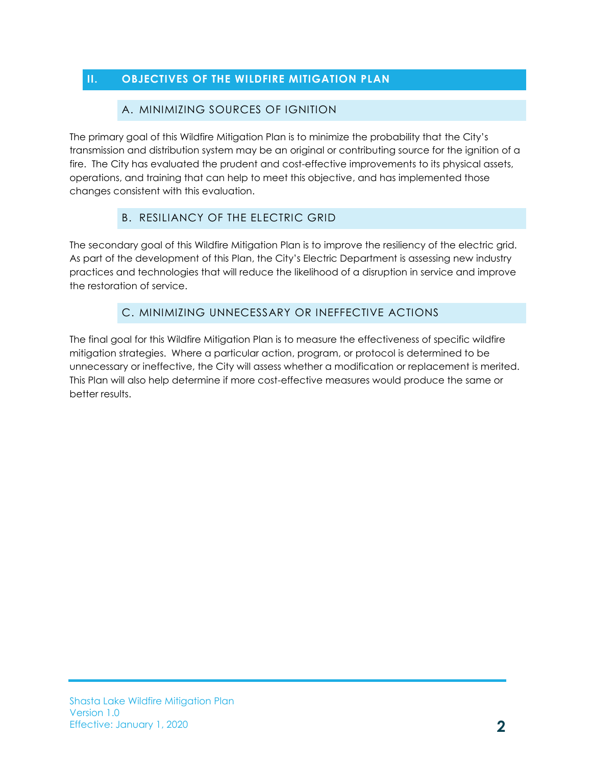## II. OBJECTIVES OF THE WILDFIRE MITIGATION PLAN

### A. MINIMIZING SOURCES OF IGNITION

The primary goal of this Wildfire Mitigation Plan is to minimize the probability that the City's transmission and distribution system may be an original or contributing source for the ignition of a fire. The City has evaluated the prudent and cost-effective improvements to its physical assets, operations, and training that can help to meet this objective, and has implemented those changes consistent with this evaluation.

### B. RESILIANCY OF THE ELECTRIC GRID

The secondary goal of this Wildfire Mitigation Plan is to improve the resiliency of the electric grid. As part of the development of this Plan, the City's Electric Department is assessing new industry practices and technologies that will reduce the likelihood of a disruption in service and improve the restoration of service.

### C. MINIMIZING UNNECESSARY OR INEFFECTIVE ACTIONS

The final goal for this Wildfire Mitigation Plan is to measure the effectiveness of specific wildfire mitigation strategies. Where a particular action, program, or protocol is determined to be unnecessary or ineffective, the City will assess whether a modification or replacement is merited. This Plan will also help determine if more cost-effective measures would produce the same or better results.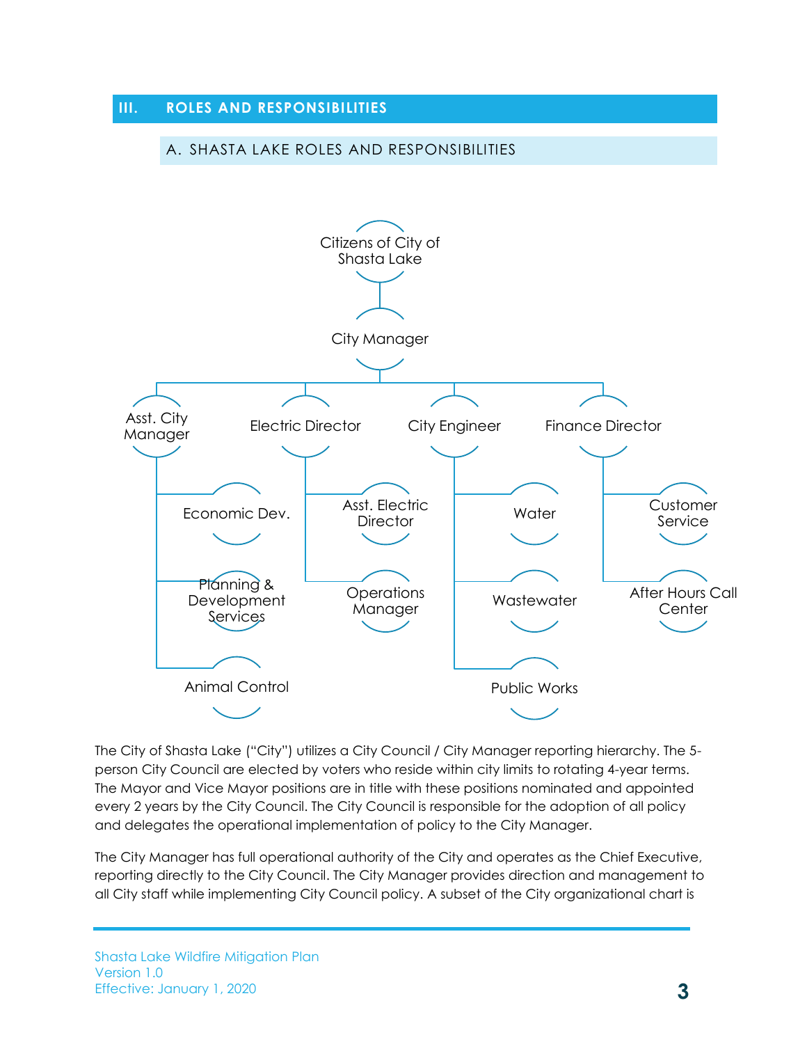## III. ROLES AND RESPONSIBILITIES

### A. SHASTA LAKE ROLES AND RESPONSIBILITIES

- Citizens of City of Shasta Lake
  - City Manager
    - Asst. City Manager
      - Economic Dev.
      - Planning & Development Services
      - Animal Control
    - Electric Director
      - Asst. Electric Director
      - Operations Manager
    - City Engineer
      - Water
      - Wastewater
      - Public Works
    - Finance Director
      - Customer Service
      - After Hours Call Center

The City of Shasta Lake ("City") utilizes a City Council / City Manager reporting hierarchy. The 5-person City Council are elected by voters who reside within city limits to rotating 4-year terms. The Mayor and Vice Mayor positions are in title with these positions nominated and appointed every 2 years by the City Council. The City Council is responsible for the adoption of all policy and delegates the operational implementation of policy to the City Manager.

The City Manager has full operational authority of the City and operates as the Chief Executive, reporting directly to the City Council. The City Manager provides direction and management to all City staff while implementing City Council policy. A subset of the City organizational chart is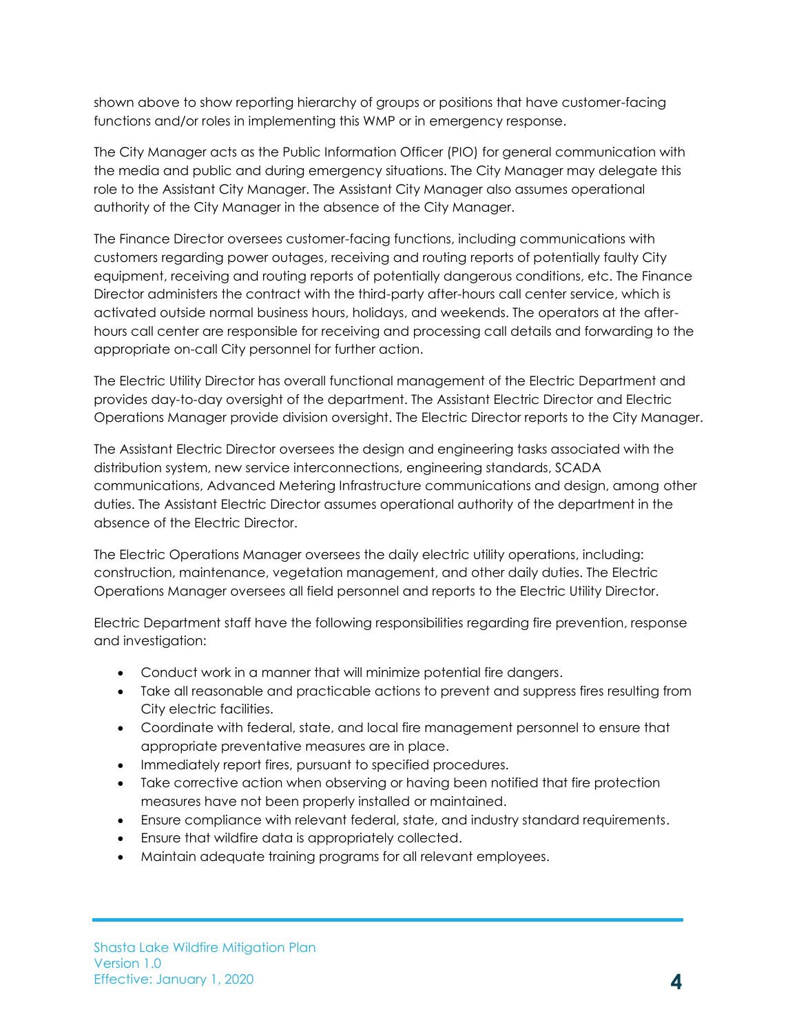shown above to show reporting hierarchy of groups or positions that have customer-facing functions and/or roles in implementing this WMP or in emergency response.

The City Manager acts as the Public Information Officer (PIO) for general communication with the media and public and during emergency situations. The City Manager may delegate this role to the Assistant City Manager. The Assistant City Manager also assumes operational authority of the City Manager in the absence of the City Manager.

The Finance Director oversees customer-facing functions, including communications with customers regarding power outages, receiving and routing reports of potentially faulty City equipment, receiving and routing reports of potentially dangerous conditions, etc. The Finance Director administers the contract with the third-party after-hours call center service, which is activated outside normal business hours, holidays, and weekends. The operators at the after-hours call center are responsible for receiving and processing call details and forwarding to the appropriate on-call City personnel for further action.

The Electric Utility Director has overall functional management of the Electric Department and provides day-to-day oversight of the department. The Assistant Electric Director and Electric Operations Manager provide division oversight. The Electric Director reports to the City Manager.

The Assistant Electric Director oversees the design and engineering tasks associated with the distribution system, new service interconnections, engineering standards, SCADA communications, Advanced Metering Infrastructure communications and design, among other duties. The Assistant Electric Director assumes operational authority of the department in the absence of the Electric Director.

The Electric Operations Manager oversees the daily electric utility operations, including: construction, maintenance, vegetation management, and other daily duties. The Electric Operations Manager oversees all field personnel and reports to the Electric Utility Director.

Electric Department staff have the following responsibilities regarding fire prevention, response and investigation:

- Conduct work in a manner that will minimize potential fire dangers.
- Take all reasonable and practicable actions to prevent and suppress fires resulting from City electric facilities.
- Coordinate with federal, state, and local fire management personnel to ensure that appropriate preventative measures are in place.
- Immediately report fires, pursuant to specified procedures.
- Take corrective action when observing or having been notified that fire protection measures have not been properly installed or maintained.
- Ensure compliance with relevant federal, state, and industry standard requirements.
- Ensure that wildfire data is appropriately collected.
- Maintain adequate training programs for all relevant employees.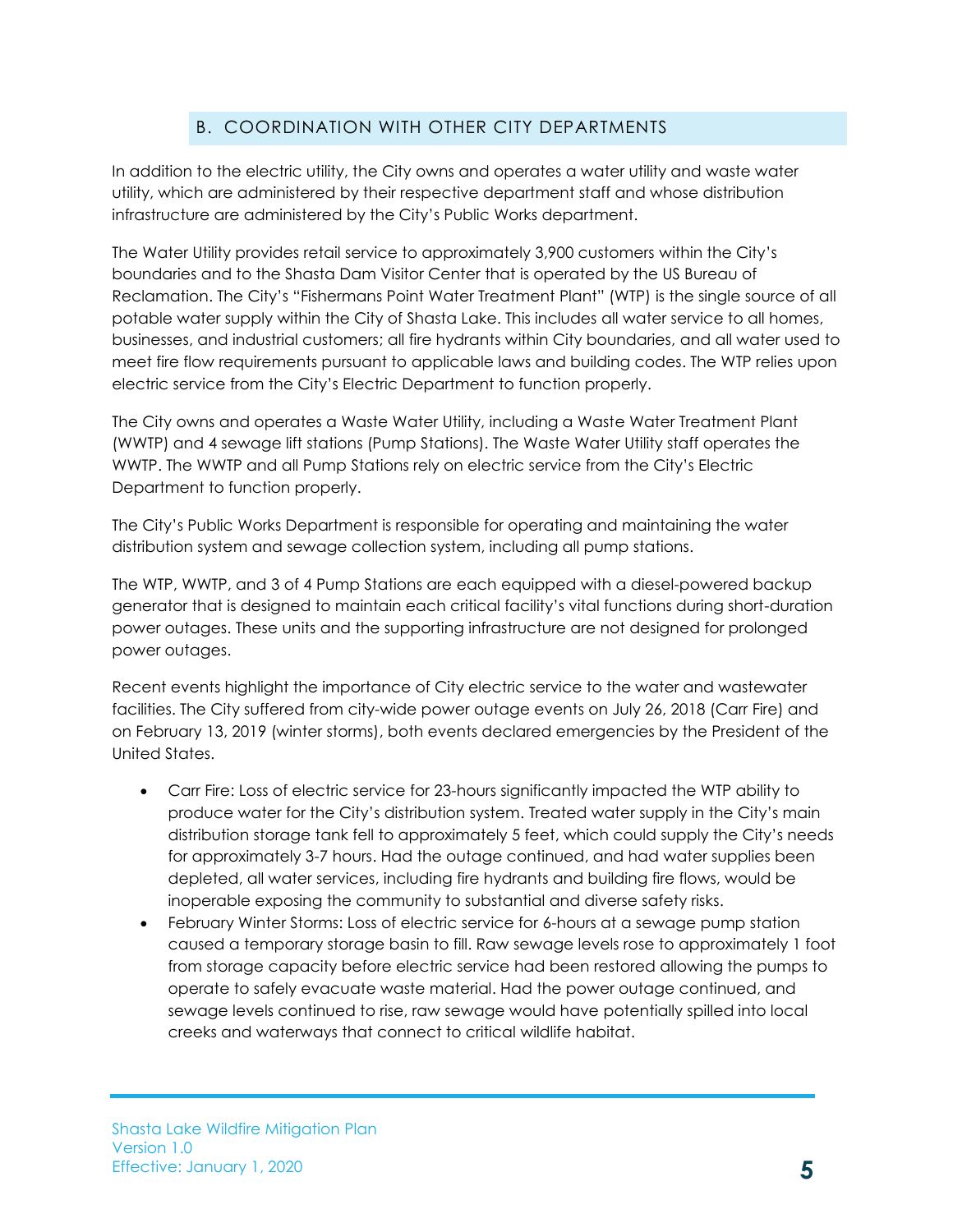## B. COORDINATION WITH OTHER CITY DEPARTMENTS

In addition to the electric utility, the City owns and operates a water utility and waste water utility, which are administered by their respective department staff and whose distribution infrastructure are administered by the City's Public Works department.

The Water Utility provides retail service to approximately 3,900 customers within the City's boundaries and to the Shasta Dam Visitor Center that is operated by the US Bureau of Reclamation. The City's "Fishermans Point Water Treatment Plant" (WTP) is the single source of all potable water supply within the City of Shasta Lake. This includes all water service to all homes, businesses, and industrial customers; all fire hydrants within City boundaries, and all water used to meet fire flow requirements pursuant to applicable laws and building codes. The WTP relies upon electric service from the City's Electric Department to function properly.

The City owns and operates a Waste Water Utility, including a Waste Water Treatment Plant (WWTP) and 4 sewage lift stations (Pump Stations). The Waste Water Utility staff operates the WWTP. The WWTP and all Pump Stations rely on electric service from the City's Electric Department to function properly.

The City's Public Works Department is responsible for operating and maintaining the water distribution system and sewage collection system, including all pump stations.

The WTP, WWTP, and 3 of 4 Pump Stations are each equipped with a diesel-powered backup generator that is designed to maintain each critical facility's vital functions during short-duration power outages. These units and the supporting infrastructure are not designed for prolonged power outages.

Recent events highlight the importance of City electric service to the water and wastewater facilities. The City suffered from city-wide power outage events on July 26, 2018 (Carr Fire) and on February 13, 2019 (winter storms), both events declared emergencies by the President of the United States.

- Carr Fire: Loss of electric service for 23-hours significantly impacted the WTP ability to produce water for the City's distribution system. Treated water supply in the City's main distribution storage tank fell to approximately 5 feet, which could supply the City's needs for approximately 3-7 hours. Had the outage continued, and had water supplies been depleted, all water services, including fire hydrants and building fire flows, would be inoperable exposing the community to substantial and diverse safety risks.
- February Winter Storms: Loss of electric service for 6-hours at a sewage pump station caused a temporary storage basin to fill. Raw sewage levels rose to approximately 1 foot from storage capacity before electric service had been restored allowing the pumps to operate to safely evacuate waste material. Had the power outage continued, and sewage levels continued to rise, raw sewage would have potentially spilled into local creeks and waterways that connect to critical wildlife habitat.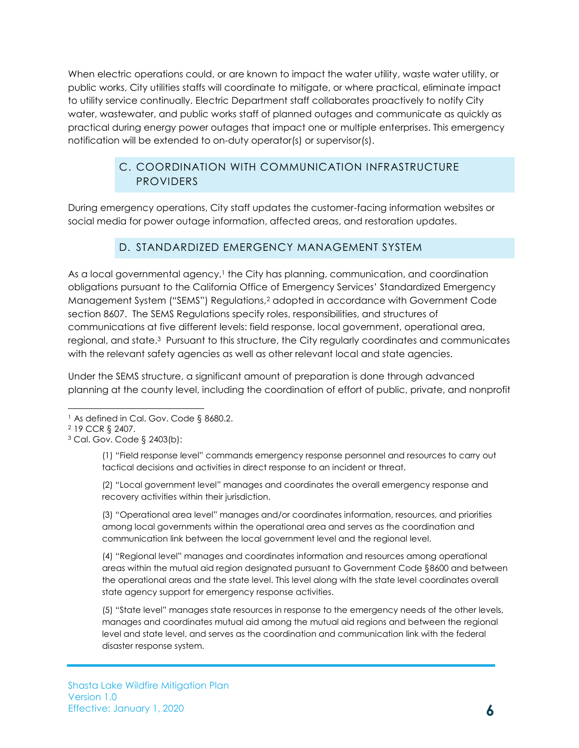When electric operations could, or are known to impact the water utility, waste water utility, or public works, City utilities staffs will coordinate to mitigate, or where practical, eliminate impact to utility service continually. Electric Department staff collaborates proactively to notify City water, wastewater, and public works staff of planned outages and communicate as quickly as practical during energy power outages that impact one or multiple enterprises. This emergency notification will be extended to on-duty operator(s) or supervisor(s).

## C. COORDINATION WITH COMMUNICATION INFRASTRUCTURE PROVIDERS

During emergency operations, City staff updates the customer-facing information websites or social media for power outage information, affected areas, and restoration updates.

## D. STANDARDIZED EMERGENCY MANAGEMENT SYSTEM

As a local governmental agency,[1] the City has planning, communication, and coordination obligations pursuant to the California Office of Emergency Services' Standardized Emergency Management System ("SEMS") Regulations,[2] adopted in accordance with Government Code section 8607. The SEMS Regulations specify roles, responsibilities, and structures of communications at five different levels: field response, local government, operational area, regional, and state.[3] Pursuant to this structure, the City regularly coordinates and communicates with the relevant safety agencies as well as other relevant local and state agencies.

Under the SEMS structure, a significant amount of preparation is done through advanced planning at the county level, including the coordination of effort of public, private, and nonprofit

---

[1] As defined in Cal. Gov. Code § 8680.2.

[2] 19 CCR § 2407.

[3] Cal. Gov. Code § 2403(b):

> (1) "Field response level" commands emergency response personnel and resources to carry out tactical decisions and activities in direct response to an incident or threat.
>
> (2) "Local government level" manages and coordinates the overall emergency response and recovery activities within their jurisdiction.
>
> (3) "Operational area level" manages and/or coordinates information, resources, and priorities among local governments within the operational area and serves as the coordination and communication link between the local government level and the regional level.
>
> (4) "Regional level" manages and coordinates information and resources among operational areas within the mutual aid region designated pursuant to Government Code §8600 and between the operational areas and the state level. This level along with the state level coordinates overall state agency support for emergency response activities.
>
> (5) "State level" manages state resources in response to the emergency needs of the other levels, manages and coordinates mutual aid among the mutual aid regions and between the regional level and state level, and serves as the coordination and communication link with the federal disaster response system.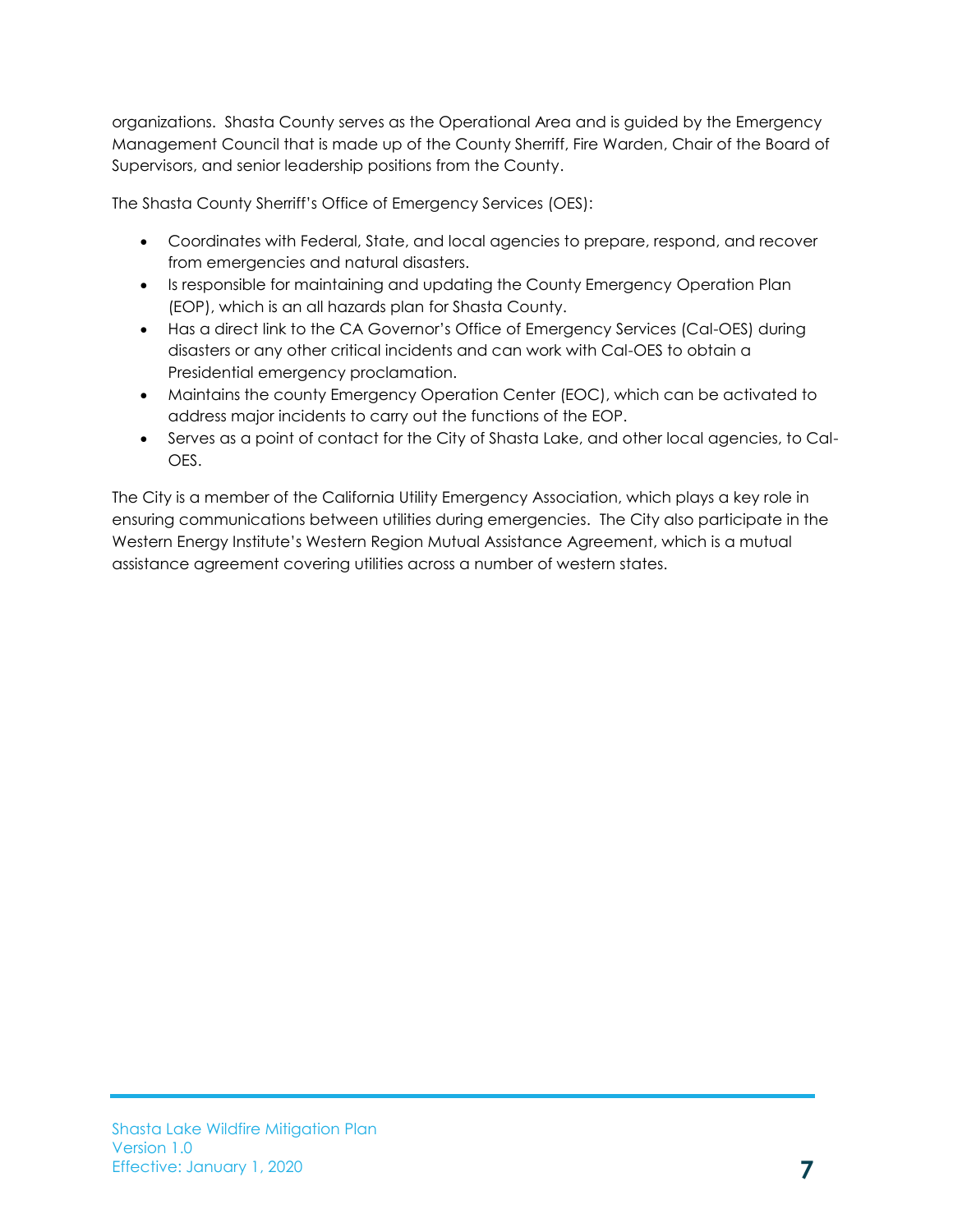organizations. Shasta County serves as the Operational Area and is guided by the Emergency Management Council that is made up of the County Sherriff, Fire Warden, Chair of the Board of Supervisors, and senior leadership positions from the County.

The Shasta County Sherriff's Office of Emergency Services (OES):

- Coordinates with Federal, State, and local agencies to prepare, respond, and recover from emergencies and natural disasters.
- Is responsible for maintaining and updating the County Emergency Operation Plan (EOP), which is an all hazards plan for Shasta County.
- Has a direct link to the CA Governor's Office of Emergency Services (Cal-OES) during disasters or any other critical incidents and can work with Cal-OES to obtain a Presidential emergency proclamation.
- Maintains the county Emergency Operation Center (EOC), which can be activated to address major incidents to carry out the functions of the EOP.
- Serves as a point of contact for the City of Shasta Lake, and other local agencies, to Cal-OES.

The City is a member of the California Utility Emergency Association, which plays a key role in ensuring communications between utilities during emergencies. The City also participate in the Western Energy Institute's Western Region Mutual Assistance Agreement, which is a mutual assistance agreement covering utilities across a number of western states.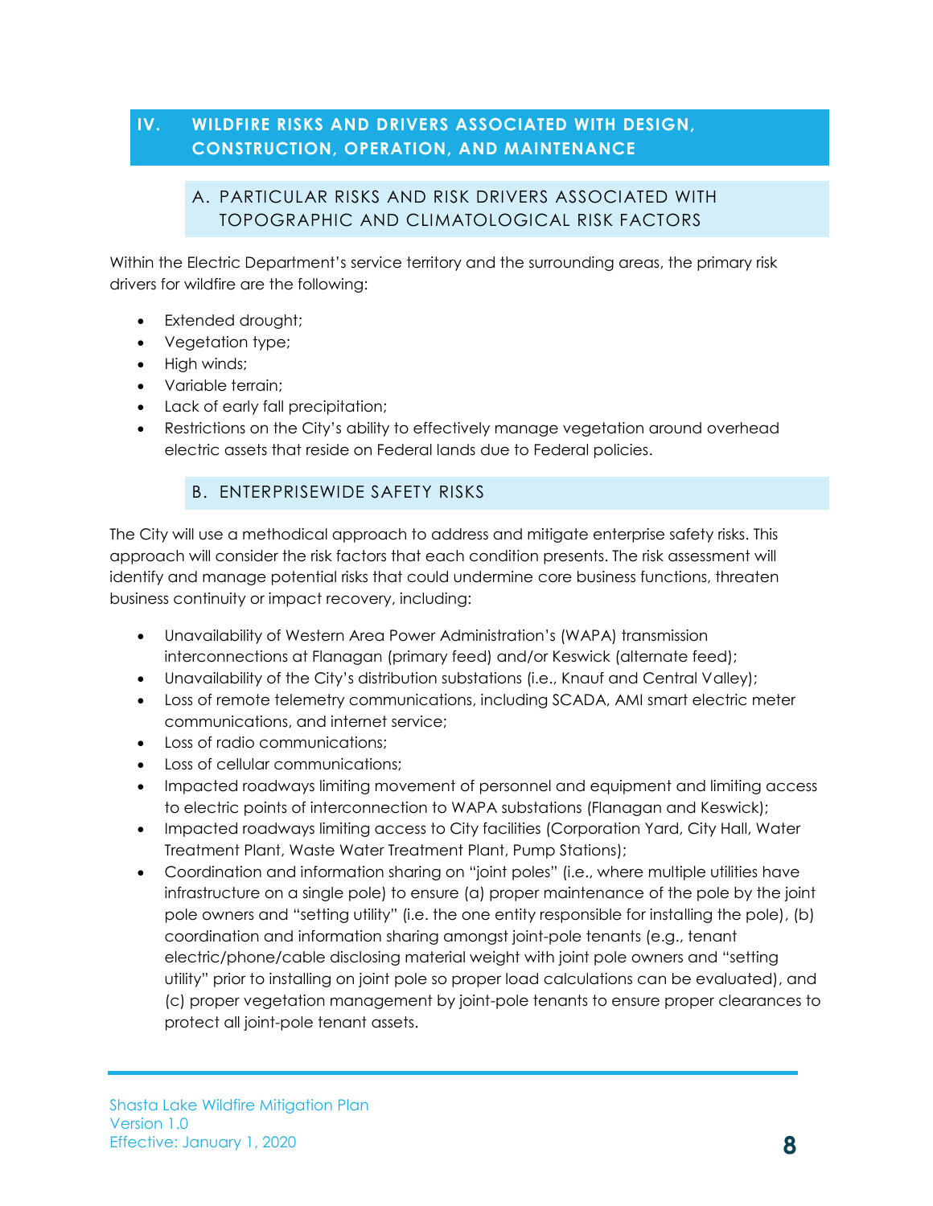## IV. WILDFIRE RISKS AND DRIVERS ASSOCIATED WITH DESIGN, CONSTRUCTION, OPERATION, AND MAINTENANCE

### A. PARTICULAR RISKS AND RISK DRIVERS ASSOCIATED WITH TOPOGRAPHIC AND CLIMATOLOGICAL RISK FACTORS

Within the Electric Department's service territory and the surrounding areas, the primary risk drivers for wildfire are the following:

- Extended drought;
- Vegetation type;
- High winds;
- Variable terrain;
- Lack of early fall precipitation;
- Restrictions on the City's ability to effectively manage vegetation around overhead electric assets that reside on Federal lands due to Federal policies.

### B. ENTERPRISEWIDE SAFETY RISKS

The City will use a methodical approach to address and mitigate enterprise safety risks. This approach will consider the risk factors that each condition presents. The risk assessment will identify and manage potential risks that could undermine core business functions, threaten business continuity or impact recovery, including:

- Unavailability of Western Area Power Administration's (WAPA) transmission interconnections at Flanagan (primary feed) and/or Keswick (alternate feed);
- Unavailability of the City's distribution substations (i.e., Knauf and Central Valley);
- Loss of remote telemetry communications, including SCADA, AMI smart electric meter communications, and internet service;
- Loss of radio communications;
- Loss of cellular communications;
- Impacted roadways limiting movement of personnel and equipment and limiting access to electric points of interconnection to WAPA substations (Flanagan and Keswick);
- Impacted roadways limiting access to City facilities (Corporation Yard, City Hall, Water Treatment Plant, Waste Water Treatment Plant, Pump Stations);
- Coordination and information sharing on "joint poles" (i.e., where multiple utilities have infrastructure on a single pole) to ensure (a) proper maintenance of the pole by the joint pole owners and "setting utility" (i.e. the one entity responsible for installing the pole), (b) coordination and information sharing amongst joint-pole tenants (e.g., tenant electric/phone/cable disclosing material weight with joint pole owners and "setting utility" prior to installing on joint pole so proper load calculations can be evaluated), and (c) proper vegetation management by joint-pole tenants to ensure proper clearances to protect all joint-pole tenant assets.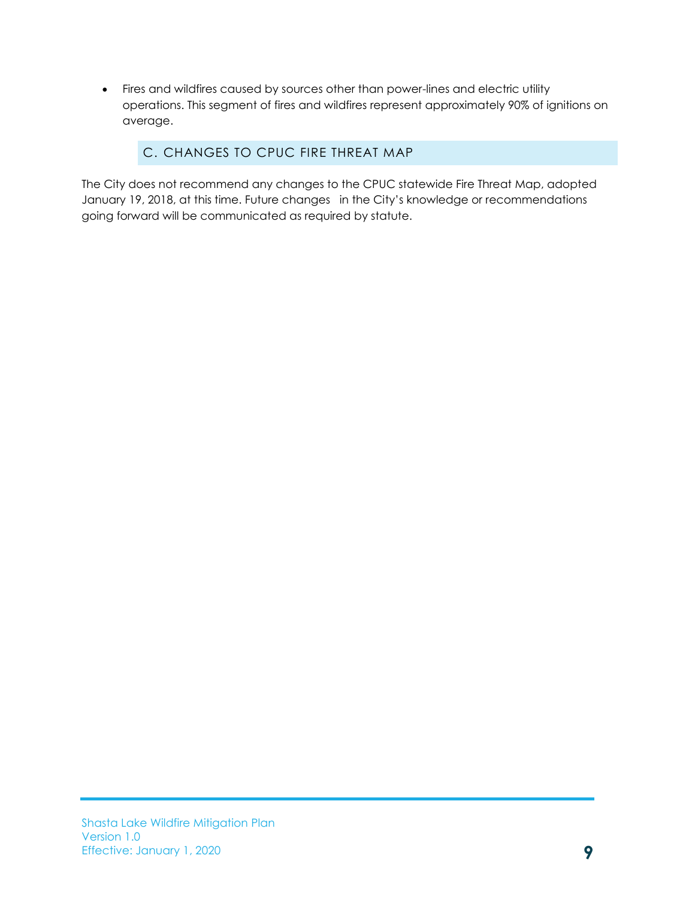- Fires and wildfires caused by sources other than power-lines and electric utility operations. This segment of fires and wildfires represent approximately 90% of ignitions on average.

### C. CHANGES TO CPUC FIRE THREAT MAP

The City does not recommend any changes to the CPUC statewide Fire Threat Map, adopted January 19, 2018, at this time. Future changes in the City's knowledge or recommendations going forward will be communicated as required by statute.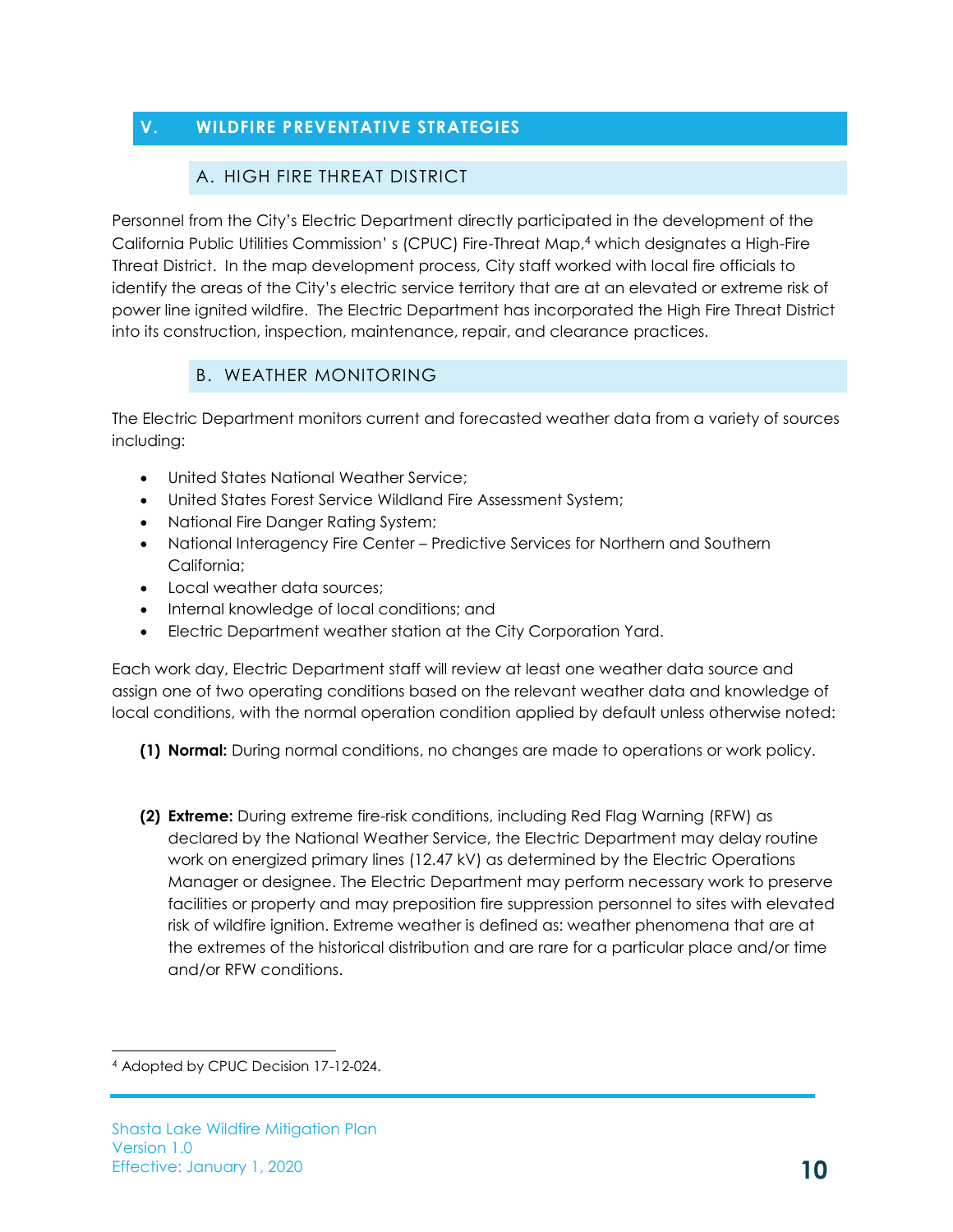## V. WILDFIRE PREVENTATIVE STRATEGIES

### A. HIGH FIRE THREAT DISTRICT

Personnel from the City's Electric Department directly participated in the development of the California Public Utilities Commission' s (CPUC) Fire-Threat Map,[4] which designates a High-Fire Threat District. In the map development process, City staff worked with local fire officials to identify the areas of the City's electric service territory that are at an elevated or extreme risk of power line ignited wildfire. The Electric Department has incorporated the High Fire Threat District into its construction, inspection, maintenance, repair, and clearance practices.

### B. WEATHER MONITORING

The Electric Department monitors current and forecasted weather data from a variety of sources including:

- United States National Weather Service;
- United States Forest Service Wildland Fire Assessment System;
- National Fire Danger Rating System;
- National Interagency Fire Center – Predictive Services for Northern and Southern California;
- Local weather data sources;
- Internal knowledge of local conditions; and
- Electric Department weather station at the City Corporation Yard.

Each work day, Electric Department staff will review at least one weather data source and assign one of two operating conditions based on the relevant weather data and knowledge of local conditions, with the normal operation condition applied by default unless otherwise noted:

**(1) Normal:** During normal conditions, no changes are made to operations or work policy.

**(2) Extreme:** During extreme fire-risk conditions, including Red Flag Warning (RFW) as declared by the National Weather Service, the Electric Department may delay routine work on energized primary lines (12.47 kV) as determined by the Electric Operations Manager or designee. The Electric Department may perform necessary work to preserve facilities or property and may preposition fire suppression personnel to sites with elevated risk of wildfire ignition. Extreme weather is defined as: weather phenomena that are at the extremes of the historical distribution and are rare for a particular place and/or time and/or RFW conditions.

[4] Adopted by CPUC Decision 17-12-024.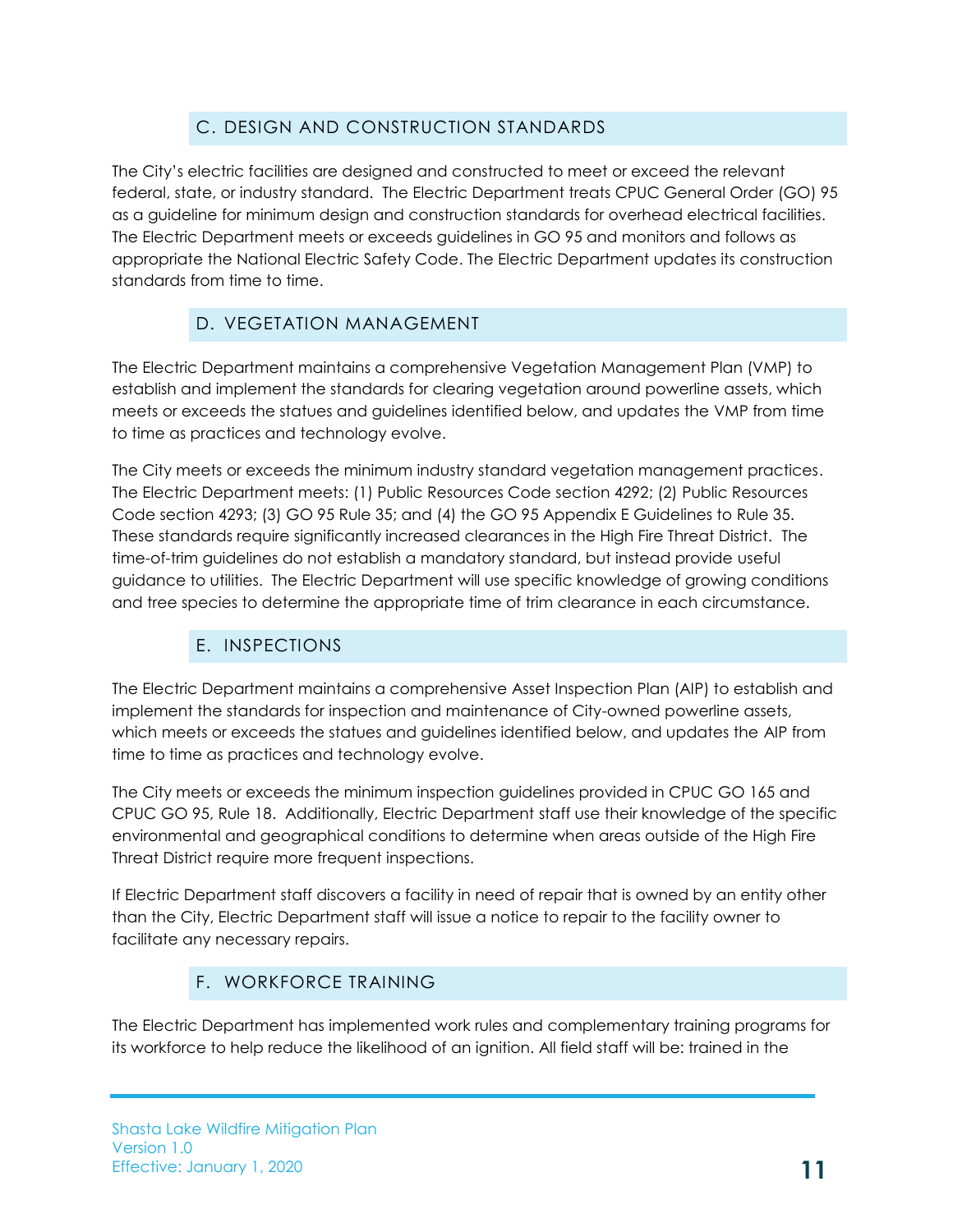## C. DESIGN AND CONSTRUCTION STANDARDS

The City's electric facilities are designed and constructed to meet or exceed the relevant federal, state, or industry standard. The Electric Department treats CPUC General Order (GO) 95 as a guideline for minimum design and construction standards for overhead electrical facilities. The Electric Department meets or exceeds guidelines in GO 95 and monitors and follows as appropriate the National Electric Safety Code. The Electric Department updates its construction standards from time to time.

## D. VEGETATION MANAGEMENT

The Electric Department maintains a comprehensive Vegetation Management Plan (VMP) to establish and implement the standards for clearing vegetation around powerline assets, which meets or exceeds the statues and guidelines identified below, and updates the VMP from time to time as practices and technology evolve.

The City meets or exceeds the minimum industry standard vegetation management practices. The Electric Department meets: (1) Public Resources Code section 4292; (2) Public Resources Code section 4293; (3) GO 95 Rule 35; and (4) the GO 95 Appendix E Guidelines to Rule 35. These standards require significantly increased clearances in the High Fire Threat District. The time-of-trim guidelines do not establish a mandatory standard, but instead provide useful guidance to utilities. The Electric Department will use specific knowledge of growing conditions and tree species to determine the appropriate time of trim clearance in each circumstance.

## E. INSPECTIONS

The Electric Department maintains a comprehensive Asset Inspection Plan (AIP) to establish and implement the standards for inspection and maintenance of City-owned powerline assets, which meets or exceeds the statues and guidelines identified below, and updates the AIP from time to time as practices and technology evolve.

The City meets or exceeds the minimum inspection guidelines provided in CPUC GO 165 and CPUC GO 95, Rule 18. Additionally, Electric Department staff use their knowledge of the specific environmental and geographical conditions to determine when areas outside of the High Fire Threat District require more frequent inspections.

If Electric Department staff discovers a facility in need of repair that is owned by an entity other than the City, Electric Department staff will issue a notice to repair to the facility owner to facilitate any necessary repairs.

## F. WORKFORCE TRAINING

The Electric Department has implemented work rules and complementary training programs for its workforce to help reduce the likelihood of an ignition. All field staff will be: trained in the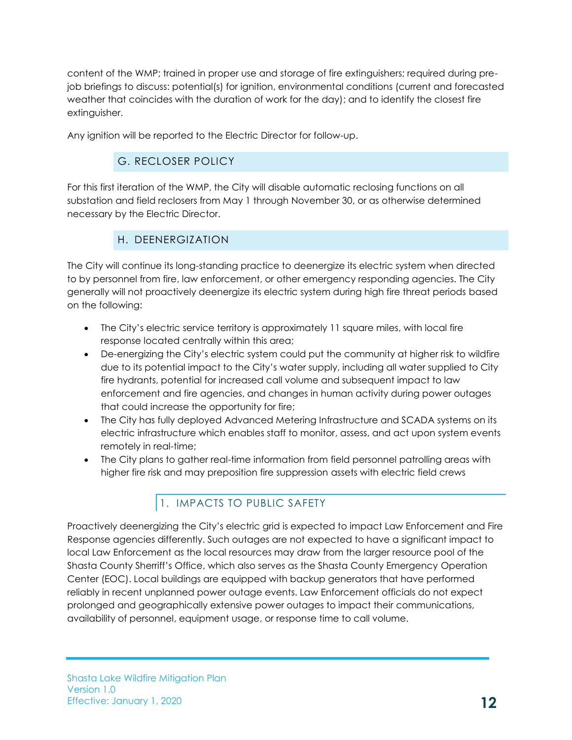content of the WMP; trained in proper use and storage of fire extinguishers; required during pre-job briefings to discuss: potential(s) for ignition, environmental conditions (current and forecasted weather that coincides with the duration of work for the day); and to identify the closest fire extinguisher.

Any ignition will be reported to the Electric Director for follow-up.

## G. RECLOSER POLICY

For this first iteration of the WMP, the City will disable automatic reclosing functions on all substation and field reclosers from May 1 through November 30, or as otherwise determined necessary by the Electric Director.

## H. DEENERGIZATION

The City will continue its long-standing practice to deenergize its electric system when directed to by personnel from fire, law enforcement, or other emergency responding agencies. The City generally will not proactively deenergize its electric system during high fire threat periods based on the following:

- The City's electric service territory is approximately 11 square miles, with local fire response located centrally within this area;
- De-energizing the City's electric system could put the community at higher risk to wildfire due to its potential impact to the City's water supply, including all water supplied to City fire hydrants, potential for increased call volume and subsequent impact to law enforcement and fire agencies, and changes in human activity during power outages that could increase the opportunity for fire;
- The City has fully deployed Advanced Metering Infrastructure and SCADA systems on its electric infrastructure which enables staff to monitor, assess, and act upon system events remotely in real-time;
- The City plans to gather real-time information from field personnel patrolling areas with higher fire risk and may preposition fire suppression assets with electric field crews

### 1. IMPACTS TO PUBLIC SAFETY

Proactively deenergizing the City's electric grid is expected to impact Law Enforcement and Fire Response agencies differently. Such outages are not expected to have a significant impact to local Law Enforcement as the local resources may draw from the larger resource pool of the Shasta County Sherriff's Office, which also serves as the Shasta County Emergency Operation Center (EOC). Local buildings are equipped with backup generators that have performed reliably in recent unplanned power outage events. Law Enforcement officials do not expect prolonged and geographically extensive power outages to impact their communications, availability of personnel, equipment usage, or response time to call volume.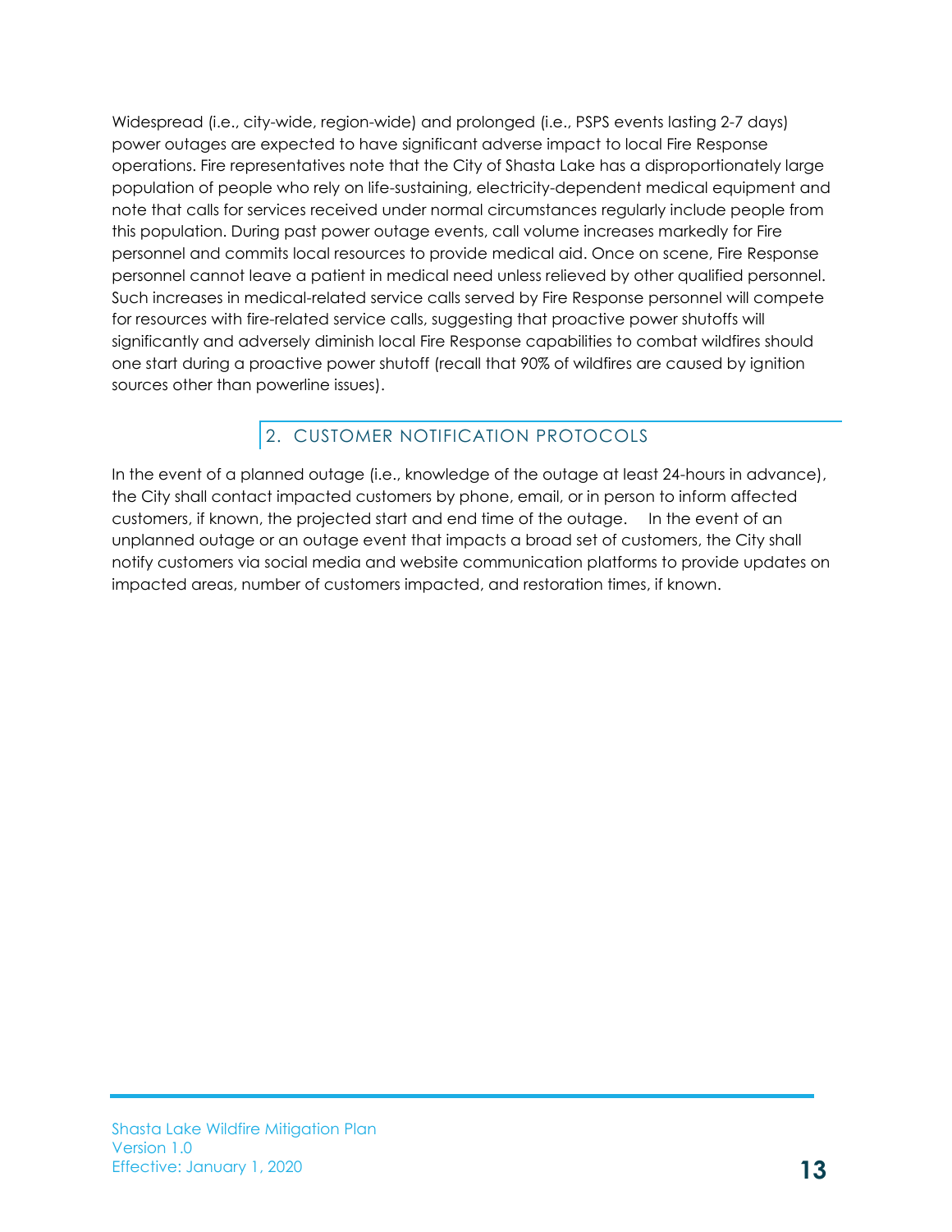Widespread (i.e., city-wide, region-wide) and prolonged (i.e., PSPS events lasting 2-7 days) power outages are expected to have significant adverse impact to local Fire Response operations. Fire representatives note that the City of Shasta Lake has a disproportionately large population of people who rely on life-sustaining, electricity-dependent medical equipment and note that calls for services received under normal circumstances regularly include people from this population. During past power outage events, call volume increases markedly for Fire personnel and commits local resources to provide medical aid. Once on scene, Fire Response personnel cannot leave a patient in medical need unless relieved by other qualified personnel. Such increases in medical-related service calls served by Fire Response personnel will compete for resources with fire-related service calls, suggesting that proactive power shutoffs will significantly and adversely diminish local Fire Response capabilities to combat wildfires should one start during a proactive power shutoff (recall that 90% of wildfires are caused by ignition sources other than powerline issues).

## 2. CUSTOMER NOTIFICATION PROTOCOLS

In the event of a planned outage (i.e., knowledge of the outage at least 24-hours in advance), the City shall contact impacted customers by phone, email, or in person to inform affected customers, if known, the projected start and end time of the outage. In the event of an unplanned outage or an outage event that impacts a broad set of customers, the City shall notify customers via social media and website communication platforms to provide updates on impacted areas, number of customers impacted, and restoration times, if known.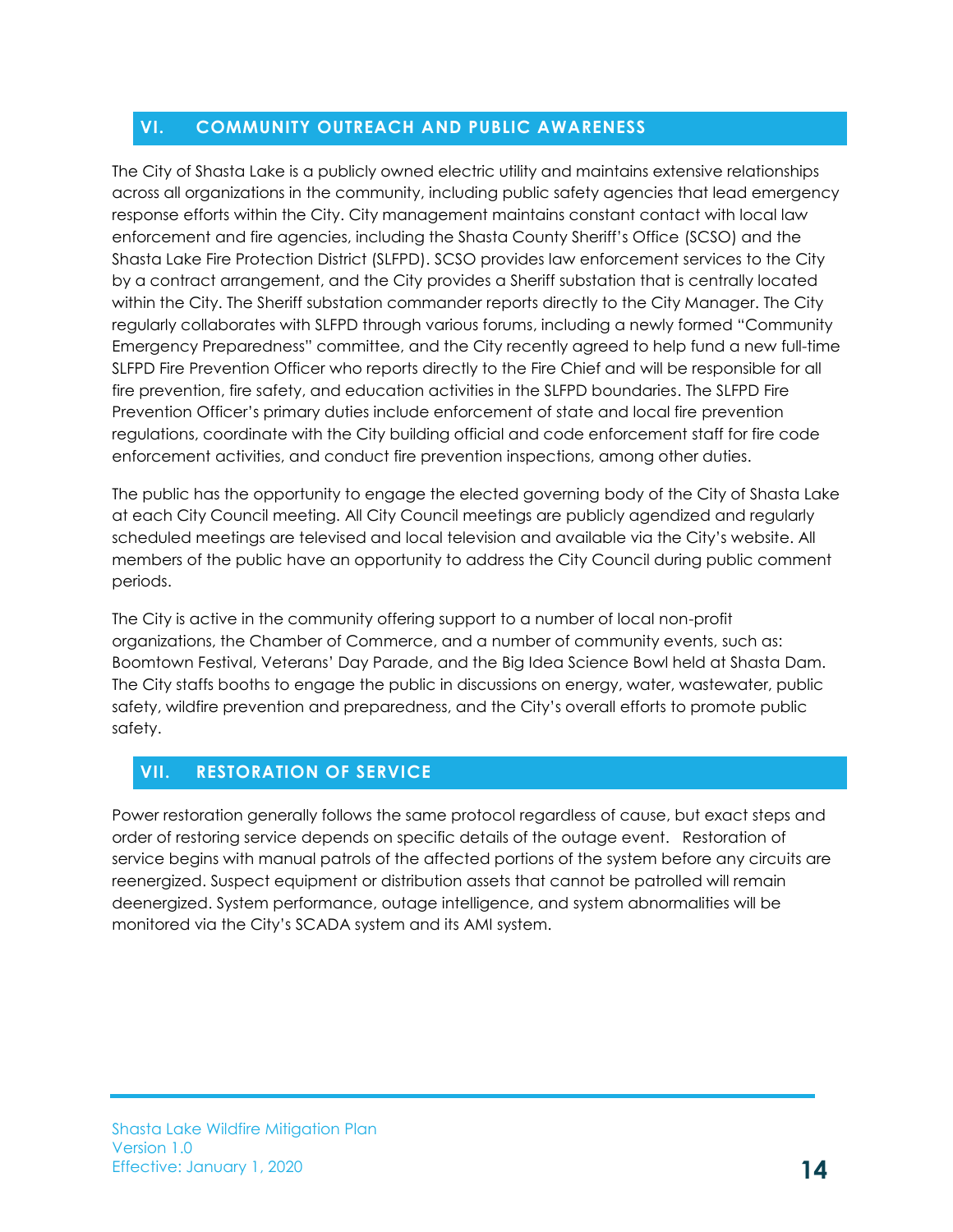## VI. COMMUNITY OUTREACH AND PUBLIC AWARENESS

The City of Shasta Lake is a publicly owned electric utility and maintains extensive relationships across all organizations in the community, including public safety agencies that lead emergency response efforts within the City. City management maintains constant contact with local law enforcement and fire agencies, including the Shasta County Sheriff's Office (SCSO) and the Shasta Lake Fire Protection District (SLFPD). SCSO provides law enforcement services to the City by a contract arrangement, and the City provides a Sheriff substation that is centrally located within the City. The Sheriff substation commander reports directly to the City Manager. The City regularly collaborates with SLFPD through various forums, including a newly formed "Community Emergency Preparedness" committee, and the City recently agreed to help fund a new full-time SLFPD Fire Prevention Officer who reports directly to the Fire Chief and will be responsible for all fire prevention, fire safety, and education activities in the SLFPD boundaries. The SLFPD Fire Prevention Officer's primary duties include enforcement of state and local fire prevention regulations, coordinate with the City building official and code enforcement staff for fire code enforcement activities, and conduct fire prevention inspections, among other duties.

The public has the opportunity to engage the elected governing body of the City of Shasta Lake at each City Council meeting. All City Council meetings are publicly agendized and regularly scheduled meetings are televised and local television and available via the City's website. All members of the public have an opportunity to address the City Council during public comment periods.

The City is active in the community offering support to a number of local non-profit organizations, the Chamber of Commerce, and a number of community events, such as: Boomtown Festival, Veterans' Day Parade, and the Big Idea Science Bowl held at Shasta Dam. The City staffs booths to engage the public in discussions on energy, water, wastewater, public safety, wildfire prevention and preparedness, and the City's overall efforts to promote public safety.

## VII. RESTORATION OF SERVICE

Power restoration generally follows the same protocol regardless of cause, but exact steps and order of restoring service depends on specific details of the outage event. Restoration of service begins with manual patrols of the affected portions of the system before any circuits are reenergized. Suspect equipment or distribution assets that cannot be patrolled will remain deenergized. System performance, outage intelligence, and system abnormalities will be monitored via the City's SCADA system and its AMI system.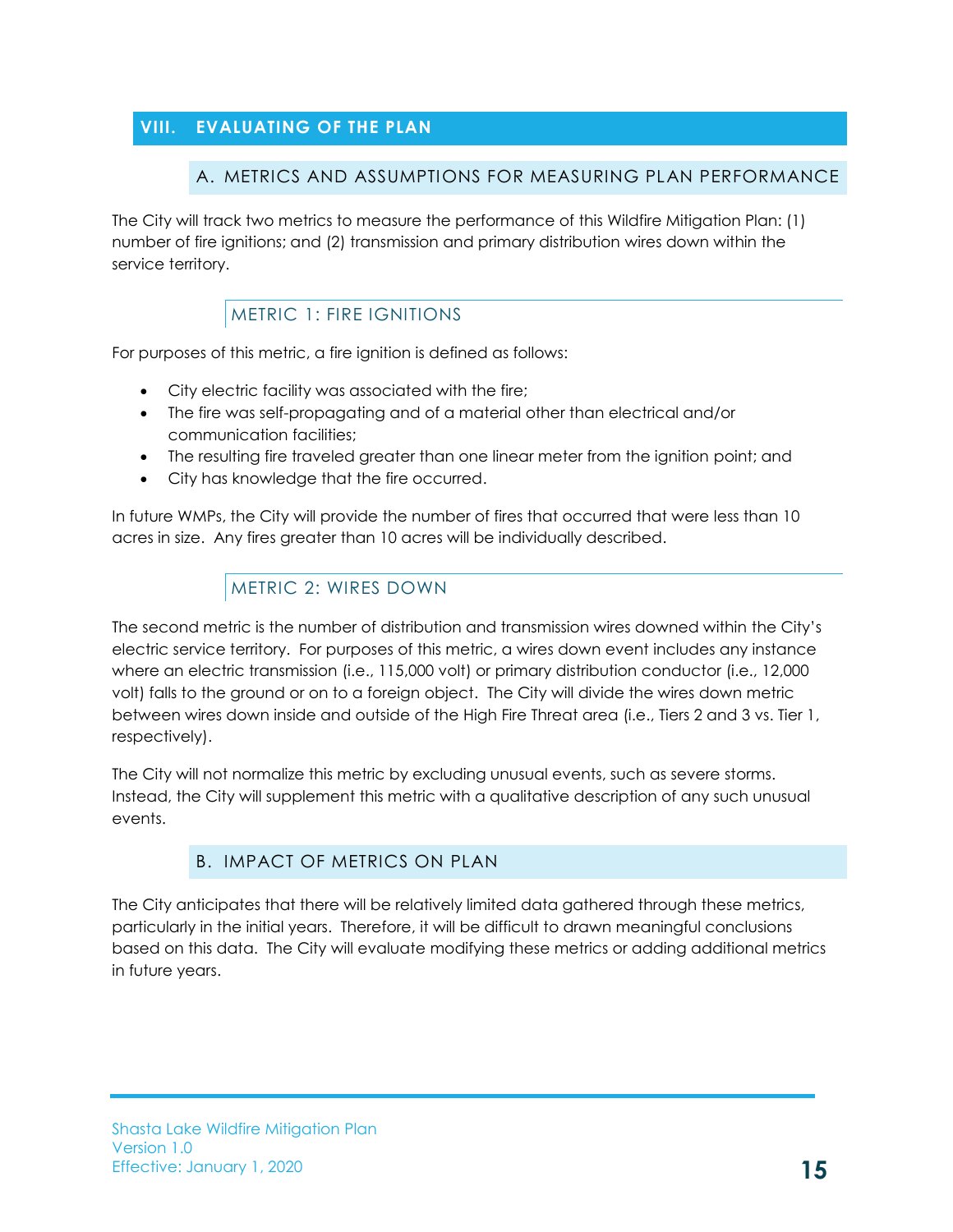# VIII. EVALUATING OF THE PLAN

## A. METRICS AND ASSUMPTIONS FOR MEASURING PLAN PERFORMANCE

The City will track two metrics to measure the performance of this Wildfire Mitigation Plan: (1) number of fire ignitions; and (2) transmission and primary distribution wires down within the service territory.

### METRIC 1: FIRE IGNITIONS

For purposes of this metric, a fire ignition is defined as follows:

- City electric facility was associated with the fire;
- The fire was self-propagating and of a material other than electrical and/or communication facilities;
- The resulting fire traveled greater than one linear meter from the ignition point; and
- City has knowledge that the fire occurred.

In future WMPs, the City will provide the number of fires that occurred that were less than 10 acres in size. Any fires greater than 10 acres will be individually described.

### METRIC 2: WIRES DOWN

The second metric is the number of distribution and transmission wires downed within the City's electric service territory. For purposes of this metric, a wires down event includes any instance where an electric transmission (i.e., 115,000 volt) or primary distribution conductor (i.e., 12,000 volt) falls to the ground or on to a foreign object. The City will divide the wires down metric between wires down inside and outside of the High Fire Threat area (i.e., Tiers 2 and 3 vs. Tier 1, respectively).

The City will not normalize this metric by excluding unusual events, such as severe storms. Instead, the City will supplement this metric with a qualitative description of any such unusual events.

## B. IMPACT OF METRICS ON PLAN

The City anticipates that there will be relatively limited data gathered through these metrics, particularly in the initial years. Therefore, it will be difficult to drawn meaningful conclusions based on this data. The City will evaluate modifying these metrics or adding additional metrics in future years.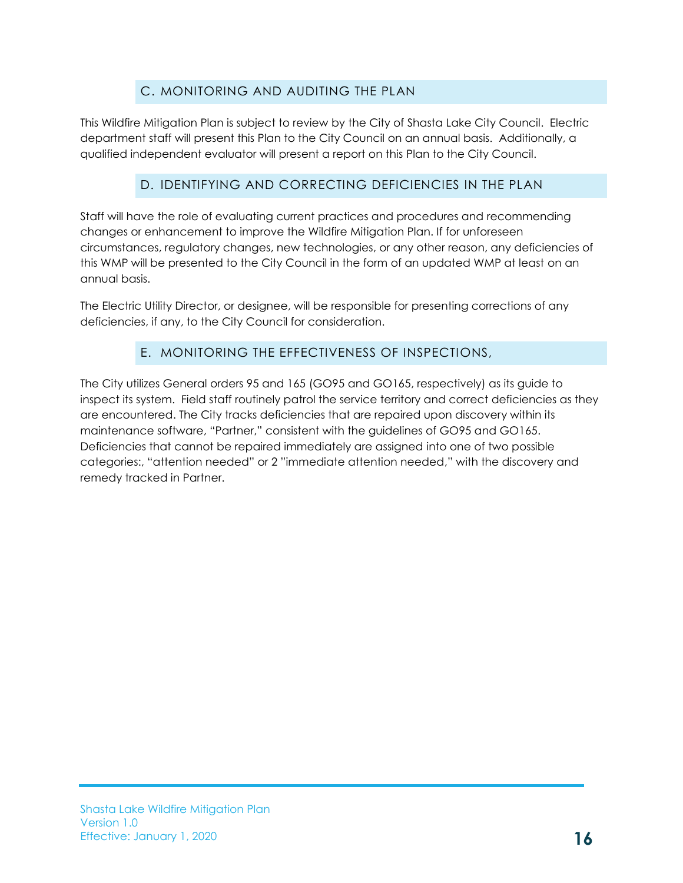## C. MONITORING AND AUDITING THE PLAN

This Wildfire Mitigation Plan is subject to review by the City of Shasta Lake City Council. Electric department staff will present this Plan to the City Council on an annual basis. Additionally, a qualified independent evaluator will present a report on this Plan to the City Council.

## D. IDENTIFYING AND CORRECTING DEFICIENCIES IN THE PLAN

Staff will have the role of evaluating current practices and procedures and recommending changes or enhancement to improve the Wildfire Mitigation Plan. If for unforeseen circumstances, regulatory changes, new technologies, or any other reason, any deficiencies of this WMP will be presented to the City Council in the form of an updated WMP at least on an annual basis.

The Electric Utility Director, or designee, will be responsible for presenting corrections of any deficiencies, if any, to the City Council for consideration.

## E. MONITORING THE EFFECTIVENESS OF INSPECTIONS,

The City utilizes General orders 95 and 165 (GO95 and GO165, respectively) as its guide to inspect its system. Field staff routinely patrol the service territory and correct deficiencies as they are encountered. The City tracks deficiencies that are repaired upon discovery within its maintenance software, "Partner," consistent with the guidelines of GO95 and GO165. Deficiencies that cannot be repaired immediately are assigned into one of two possible categories:, "attention needed" or 2 "immediate attention needed," with the discovery and remedy tracked in Partner.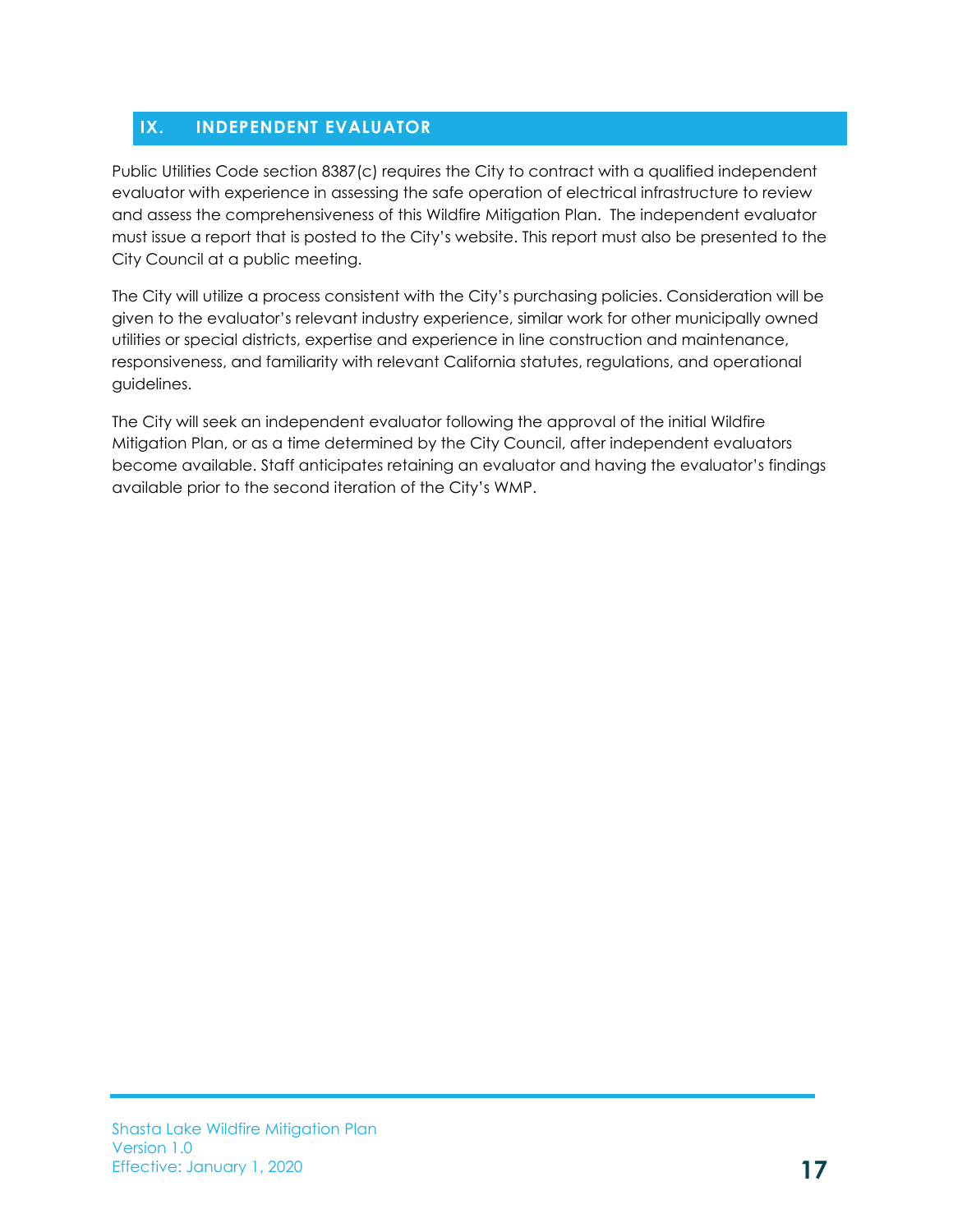## IX. INDEPENDENT EVALUATOR

Public Utilities Code section 8387(c) requires the City to contract with a qualified independent evaluator with experience in assessing the safe operation of electrical infrastructure to review and assess the comprehensiveness of this Wildfire Mitigation Plan. The independent evaluator must issue a report that is posted to the City's website. This report must also be presented to the City Council at a public meeting.

The City will utilize a process consistent with the City's purchasing policies. Consideration will be given to the evaluator's relevant industry experience, similar work for other municipally owned utilities or special districts, expertise and experience in line construction and maintenance, responsiveness, and familiarity with relevant California statutes, regulations, and operational guidelines.

The City will seek an independent evaluator following the approval of the initial Wildfire Mitigation Plan, or as a time determined by the City Council, after independent evaluators become available. Staff anticipates retaining an evaluator and having the evaluator's findings available prior to the second iteration of the City's WMP.